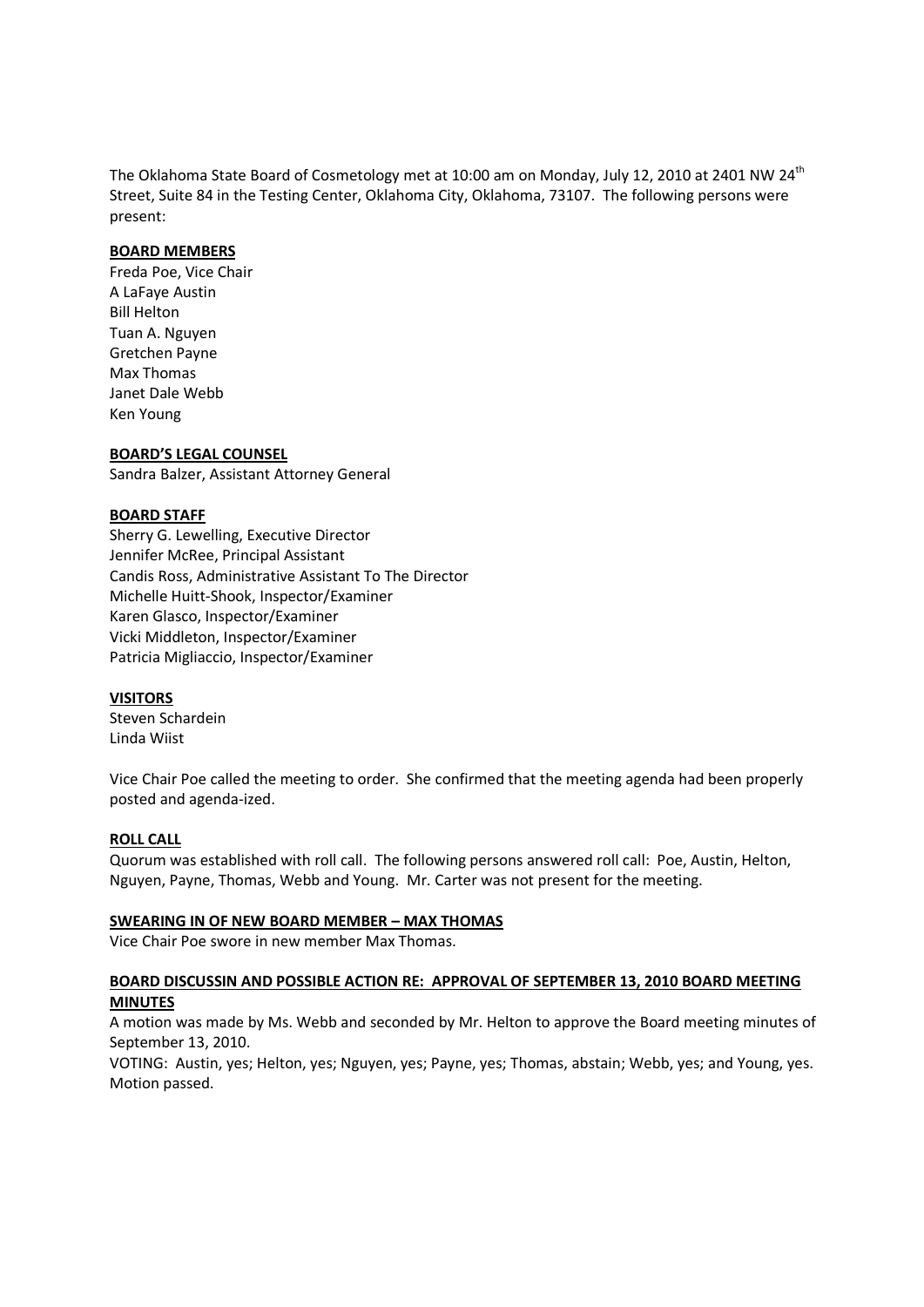The Oklahoma State Board of Cosmetology met at 10:00 am on Monday, July 12, 2010 at 2401 NW 24th Street, Suite 84 in the Testing Center, Oklahoma City, Oklahoma, 73107. The following persons were present:

**BOARD MEMBERS**

Freda Poe, Vice Chair
A LaFaye Austin
Bill Helton
Tuan A. Nguyen
Gretchen Payne
Max Thomas
Janet Dale Webb
Ken Young

**BOARD'S LEGAL COUNSEL**

Sandra Balzer, Assistant Attorney General

**BOARD STAFF**

Sherry G. Lewelling, Executive Director
Jennifer McRee, Principal Assistant
Candis Ross, Administrative Assistant To The Director
Michelle Huitt-Shook, Inspector/Examiner
Karen Glasco, Inspector/Examiner
Vicki Middleton, Inspector/Examiner
Patricia Migliaccio, Inspector/Examiner

**VISITORS**

Steven Schardein
Linda Wiist

Vice Chair Poe called the meeting to order. She confirmed that the meeting agenda had been properly posted and agenda-ized.

**ROLL CALL**

Quorum was established with roll call. The following persons answered roll call: Poe, Austin, Helton, Nguyen, Payne, Thomas, Webb and Young. Mr. Carter was not present for the meeting.

**SWEARING IN OF NEW BOARD MEMBER – MAX THOMAS**

Vice Chair Poe swore in new member Max Thomas.

**BOARD DISCUSSIN AND POSSIBLE ACTION RE: APPROVAL OF SEPTEMBER 13, 2010 BOARD MEETING MINUTES**

A motion was made by Ms. Webb and seconded by Mr. Helton to approve the Board meeting minutes of September 13, 2010.

VOTING: Austin, yes; Helton, yes; Nguyen, yes; Payne, yes; Thomas, abstain; Webb, yes; and Young, yes. Motion passed.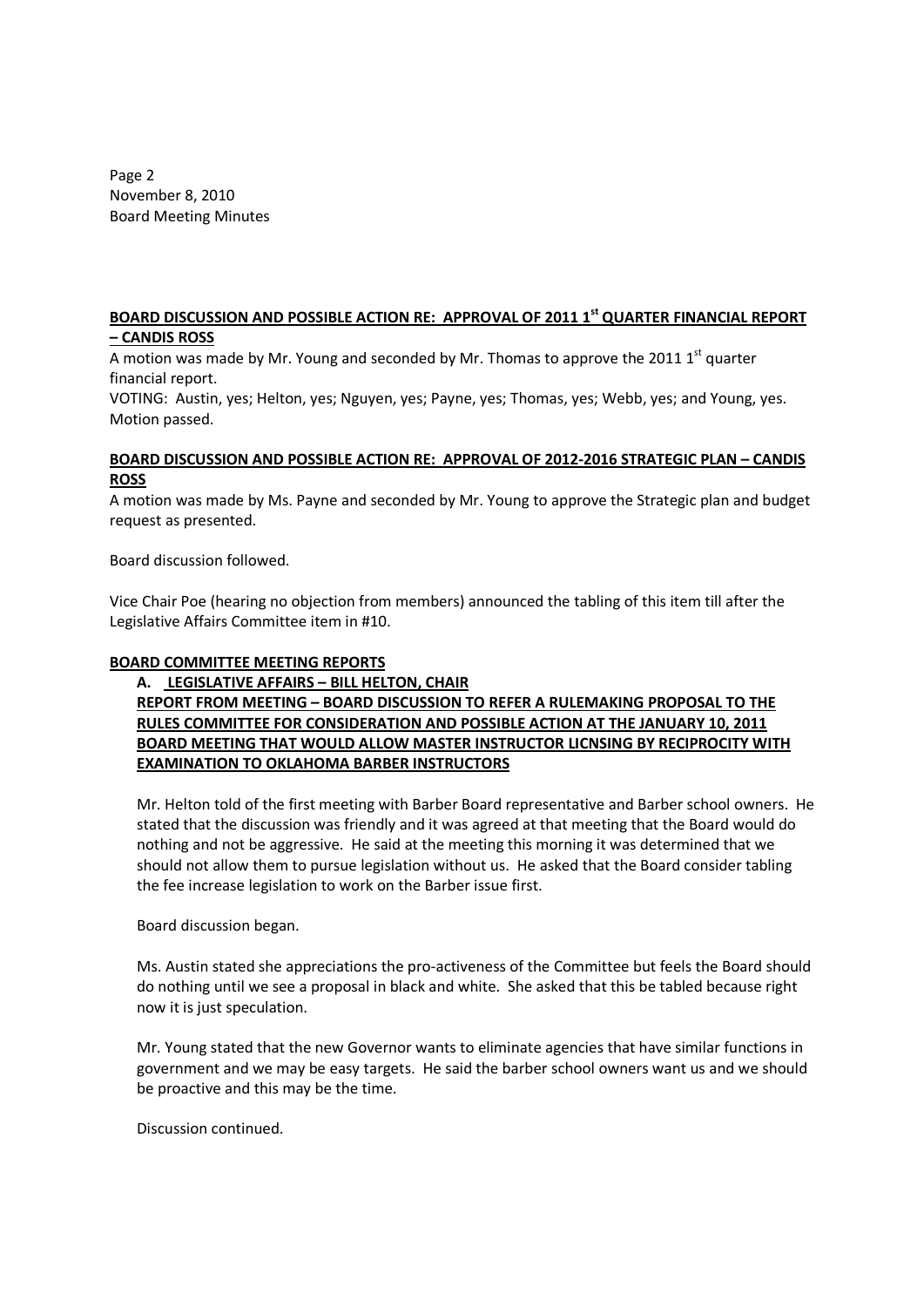**BOARD DISCUSSION AND POSSIBLE ACTION RE: APPROVAL OF 2011 1st QUARTER FINANCIAL REPORT – CANDIS ROSS**

A motion was made by Mr. Young and seconded by Mr. Thomas to approve the 2011 1st quarter financial report.

VOTING: Austin, yes; Helton, yes; Nguyen, yes; Payne, yes; Thomas, yes; Webb, yes; and Young, yes. Motion passed.

**BOARD DISCUSSION AND POSSIBLE ACTION RE: APPROVAL OF 2012-2016 STRATEGIC PLAN – CANDIS ROSS**

A motion was made by Ms. Payne and seconded by Mr. Young to approve the Strategic plan and budget request as presented.

Board discussion followed.

Vice Chair Poe (hearing no objection from members) announced the tabling of this item till after the Legislative Affairs Committee item in #10.

**BOARD COMMITTEE MEETING REPORTS**

**A. LEGISLATIVE AFFAIRS – BILL HELTON, CHAIR**

**REPORT FROM MEETING – BOARD DISCUSSION TO REFER A RULEMAKING PROPOSAL TO THE RULES COMMITTEE FOR CONSIDERATION AND POSSIBLE ACTION AT THE JANUARY 10, 2011 BOARD MEETING THAT WOULD ALLOW MASTER INSTRUCTOR LICNSING BY RECIPROCITY WITH EXAMINATION TO OKLAHOMA BARBER INSTRUCTORS**

Mr. Helton told of the first meeting with Barber Board representative and Barber school owners. He stated that the discussion was friendly and it was agreed at that meeting that the Board would do nothing and not be aggressive. He said at the meeting this morning it was determined that we should not allow them to pursue legislation without us. He asked that the Board consider tabling the fee increase legislation to work on the Barber issue first.

Board discussion began.

Ms. Austin stated she appreciations the pro-activeness of the Committee but feels the Board should do nothing until we see a proposal in black and white. She asked that this be tabled because right now it is just speculation.

Mr. Young stated that the new Governor wants to eliminate agencies that have similar functions in government and we may be easy targets. He said the barber school owners want us and we should be proactive and this may be the time.

Discussion continued.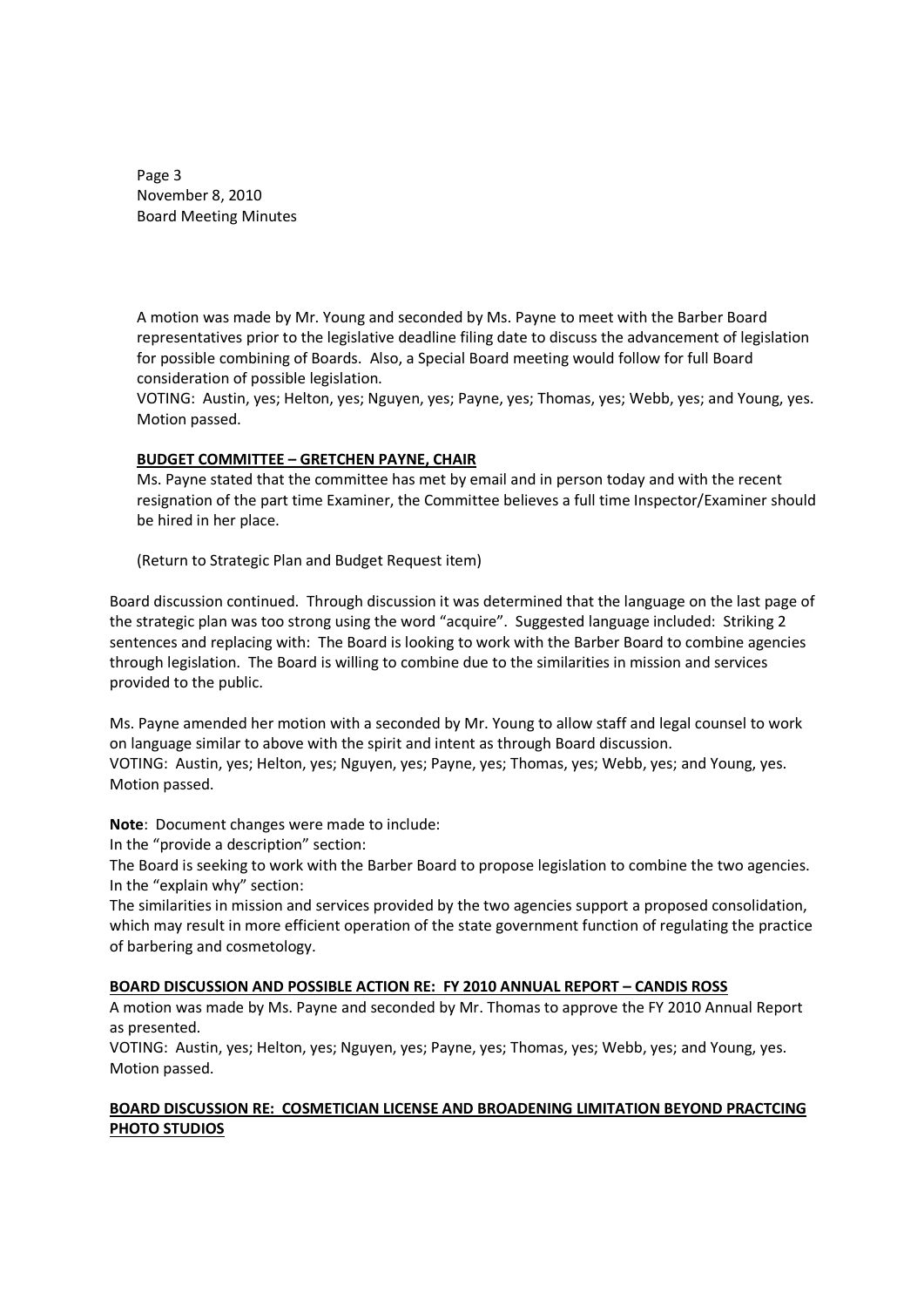A motion was made by Mr. Young and seconded by Ms. Payne to meet with the Barber Board representatives prior to the legislative deadline filing date to discuss the advancement of legislation for possible combining of Boards. Also, a Special Board meeting would follow for full Board consideration of possible legislation.
VOTING: Austin, yes; Helton, yes; Nguyen, yes; Payne, yes; Thomas, yes; Webb, yes; and Young, yes. Motion passed.

**BUDGET COMMITTEE – GRETCHEN PAYNE, CHAIR**

Ms. Payne stated that the committee has met by email and in person today and with the recent resignation of the part time Examiner, the Committee believes a full time Inspector/Examiner should be hired in her place.

(Return to Strategic Plan and Budget Request item)

Board discussion continued. Through discussion it was determined that the language on the last page of the strategic plan was too strong using the word "acquire". Suggested language included: Striking 2 sentences and replacing with: The Board is looking to work with the Barber Board to combine agencies through legislation. The Board is willing to combine due to the similarities in mission and services provided to the public.

Ms. Payne amended her motion with a seconded by Mr. Young to allow staff and legal counsel to work on language similar to above with the spirit and intent as through Board discussion.
VOTING: Austin, yes; Helton, yes; Nguyen, yes; Payne, yes; Thomas, yes; Webb, yes; and Young, yes. Motion passed.

**Note**: Document changes were made to include:
In the "provide a description" section:
The Board is seeking to work with the Barber Board to propose legislation to combine the two agencies.
In the "explain why" section:
The similarities in mission and services provided by the two agencies support a proposed consolidation, which may result in more efficient operation of the state government function of regulating the practice of barbering and cosmetology.

**BOARD DISCUSSION AND POSSIBLE ACTION RE: FY 2010 ANNUAL REPORT – CANDIS ROSS**

A motion was made by Ms. Payne and seconded by Mr. Thomas to approve the FY 2010 Annual Report as presented.
VOTING: Austin, yes; Helton, yes; Nguyen, yes; Payne, yes; Thomas, yes; Webb, yes; and Young, yes. Motion passed.

**BOARD DISCUSSION RE: COSMETICIAN LICENSE AND BROADENING LIMITATION BEYOND PRACTCING PHOTO STUDIOS**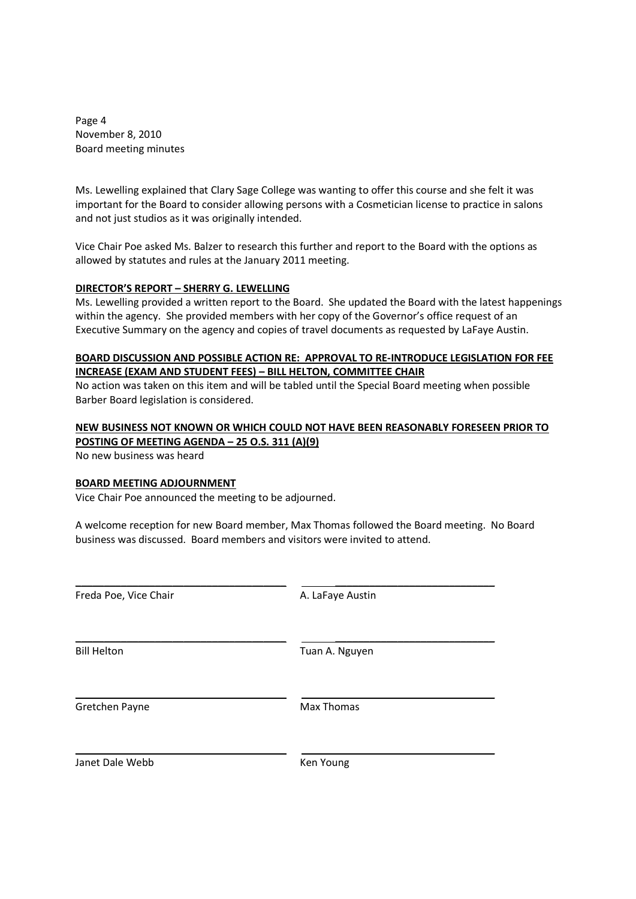Ms. Lewelling explained that Clary Sage College was wanting to offer this course and she felt it was important for the Board to consider allowing persons with a Cosmetician license to practice in salons and not just studios as it was originally intended.

Vice Chair Poe asked Ms. Balzer to research this further and report to the Board with the options as allowed by statutes and rules at the January 2011 meeting.

**DIRECTOR'S REPORT – SHERRY G. LEWELLING**

Ms. Lewelling provided a written report to the Board. She updated the Board with the latest happenings within the agency. She provided members with her copy of the Governor's office request of an Executive Summary on the agency and copies of travel documents as requested by LaFaye Austin.

**BOARD DISCUSSION AND POSSIBLE ACTION RE: APPROVAL TO RE-INTRODUCE LEGISLATION FOR FEE INCREASE (EXAM AND STUDENT FEES) – BILL HELTON, COMMITTEE CHAIR**

No action was taken on this item and will be tabled until the Special Board meeting when possible Barber Board legislation is considered.

**NEW BUSINESS NOT KNOWN OR WHICH COULD NOT HAVE BEEN REASONABLY FORESEEN PRIOR TO POSTING OF MEETING AGENDA – 25 O.S. 311 (A)(9)**

No new business was heard

**BOARD MEETING ADJOURNMENT**

Vice Chair Poe announced the meeting to be adjourned.

A welcome reception for new Board member, Max Thomas followed the Board meeting. No Board business was discussed. Board members and visitors were invited to attend.

| | |
|---|---|
| Freda Poe, Vice Chair | A. LaFaye Austin |
| Bill Helton | Tuan A. Nguyen |
| Gretchen Payne | Max Thomas |
| Janet Dale Webb | Ken Young |